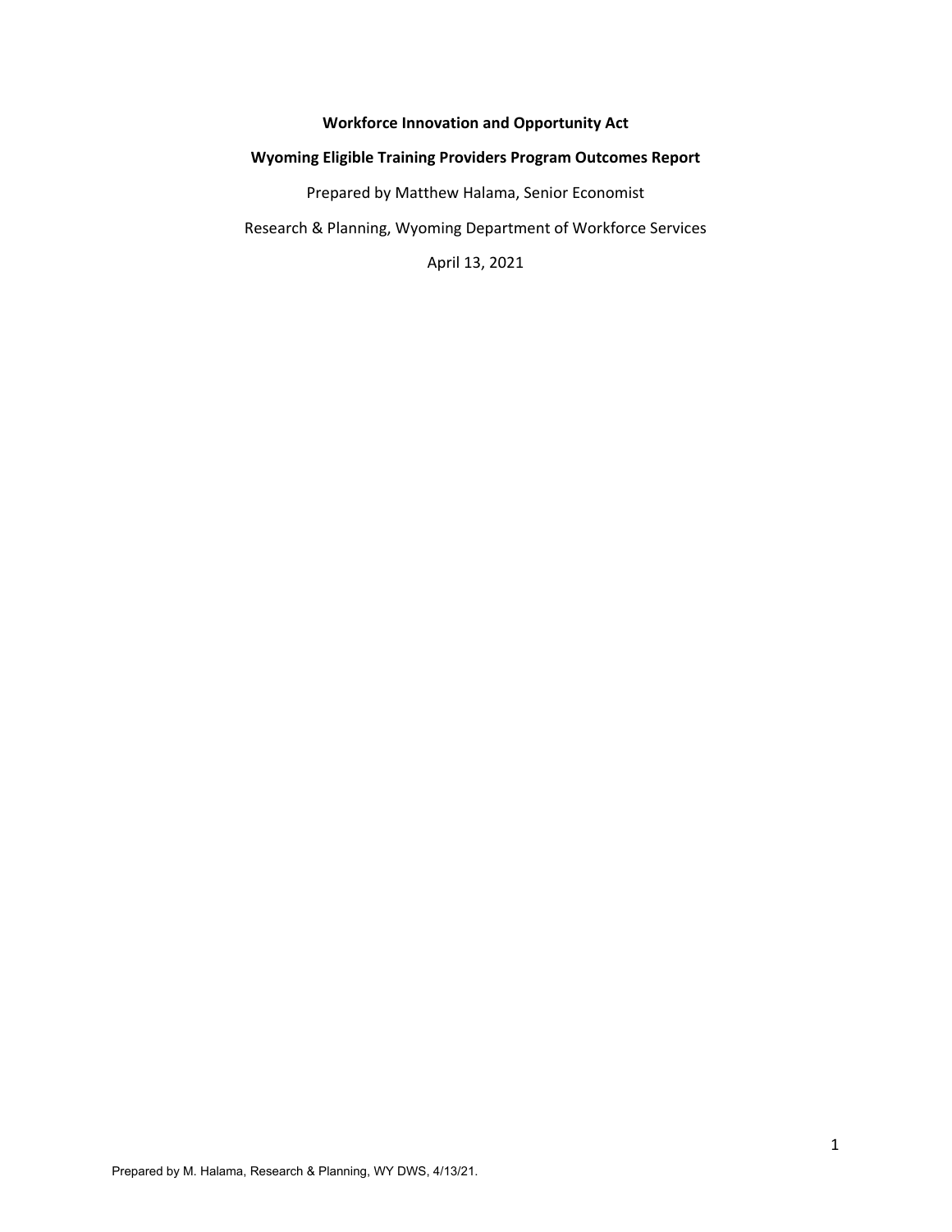**Workforce Innovation and Opportunity Act**

**Wyoming Eligible Training Providers Program Outcomes Report**

Prepared by Matthew Halama, Senior Economist

Research & Planning, Wyoming Department of Workforce Services

April 13, 2021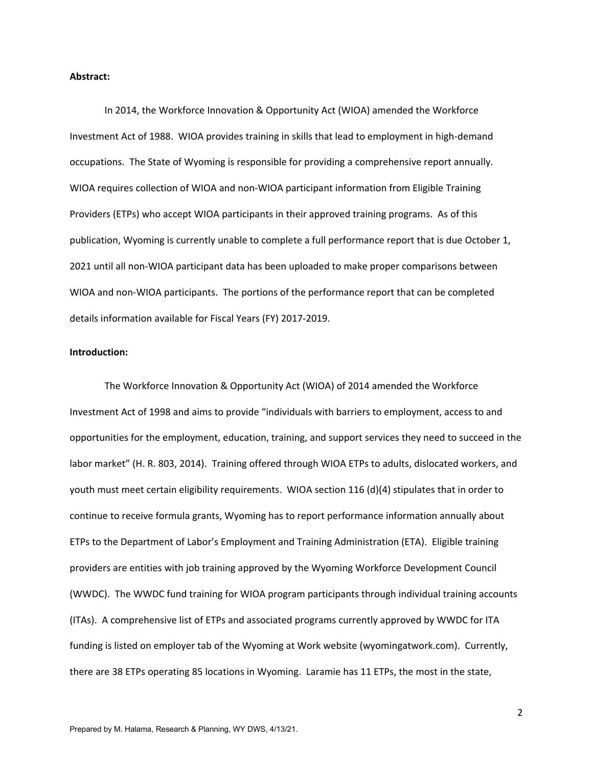**Abstract:**

In 2014, the Workforce Innovation & Opportunity Act (WIOA) amended the Workforce Investment Act of 1988. WIOA provides training in skills that lead to employment in high-demand occupations. The State of Wyoming is responsible for providing a comprehensive report annually. WIOA requires collection of WIOA and non-WIOA participant information from Eligible Training Providers (ETPs) who accept WIOA participants in their approved training programs. As of this publication, Wyoming is currently unable to complete a full performance report that is due October 1, 2021 until all non-WIOA participant data has been uploaded to make proper comparisons between WIOA and non-WIOA participants. The portions of the performance report that can be completed details information available for Fiscal Years (FY) 2017-2019.

**Introduction:**

The Workforce Innovation & Opportunity Act (WIOA) of 2014 amended the Workforce Investment Act of 1998 and aims to provide "individuals with barriers to employment, access to and opportunities for the employment, education, training, and support services they need to succeed in the labor market" (H. R. 803, 2014). Training offered through WIOA ETPs to adults, dislocated workers, and youth must meet certain eligibility requirements. WIOA section 116 (d)(4) stipulates that in order to continue to receive formula grants, Wyoming has to report performance information annually about ETPs to the Department of Labor's Employment and Training Administration (ETA). Eligible training providers are entities with job training approved by the Wyoming Workforce Development Council (WWDC). The WWDC fund training for WIOA program participants through individual training accounts (ITAs). A comprehensive list of ETPs and associated programs currently approved by WWDC for ITA funding is listed on employer tab of the Wyoming at Work website (wyomingatwork.com). Currently, there are 38 ETPs operating 85 locations in Wyoming. Laramie has 11 ETPs, the most in the state,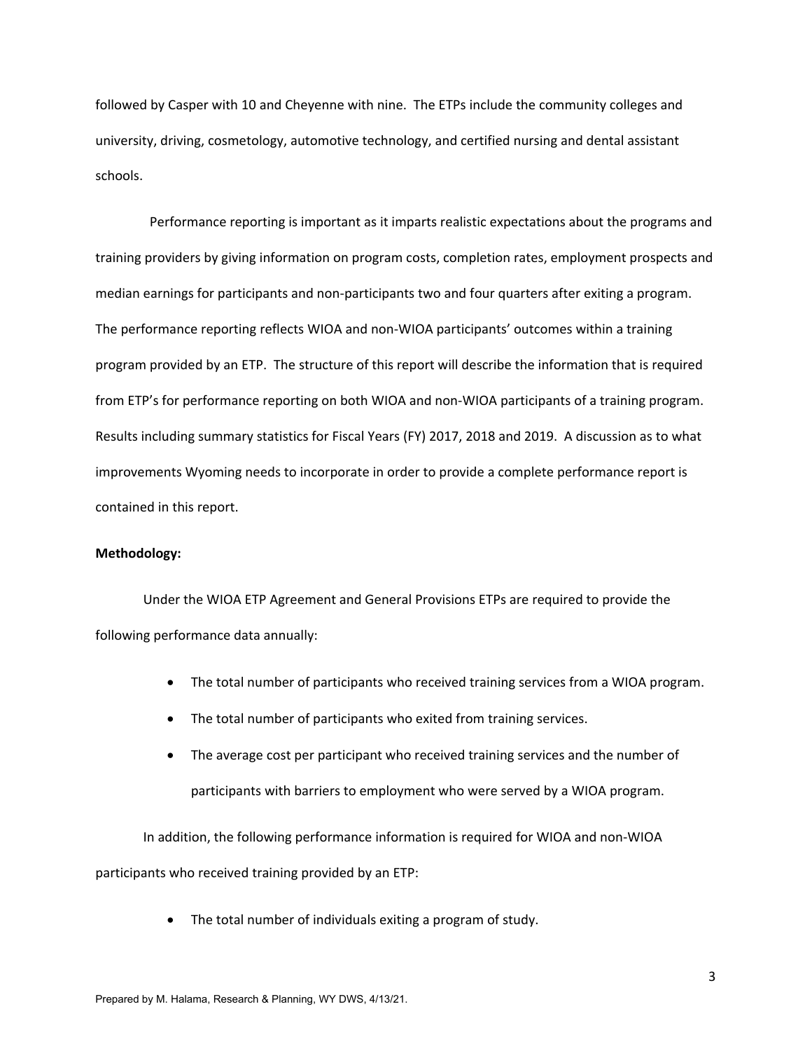followed by Casper with 10 and Cheyenne with nine. The ETPs include the community colleges and university, driving, cosmetology, automotive technology, and certified nursing and dental assistant schools.

Performance reporting is important as it imparts realistic expectations about the programs and training providers by giving information on program costs, completion rates, employment prospects and median earnings for participants and non-participants two and four quarters after exiting a program. The performance reporting reflects WIOA and non-WIOA participants' outcomes within a training program provided by an ETP. The structure of this report will describe the information that is required from ETP's for performance reporting on both WIOA and non-WIOA participants of a training program. Results including summary statistics for Fiscal Years (FY) 2017, 2018 and 2019. A discussion as to what improvements Wyoming needs to incorporate in order to provide a complete performance report is contained in this report.

**Methodology:**

Under the WIOA ETP Agreement and General Provisions ETPs are required to provide the following performance data annually:

- The total number of participants who received training services from a WIOA program.
- The total number of participants who exited from training services.
- The average cost per participant who received training services and the number of participants with barriers to employment who were served by a WIOA program.

In addition, the following performance information is required for WIOA and non-WIOA participants who received training provided by an ETP:

- The total number of individuals exiting a program of study.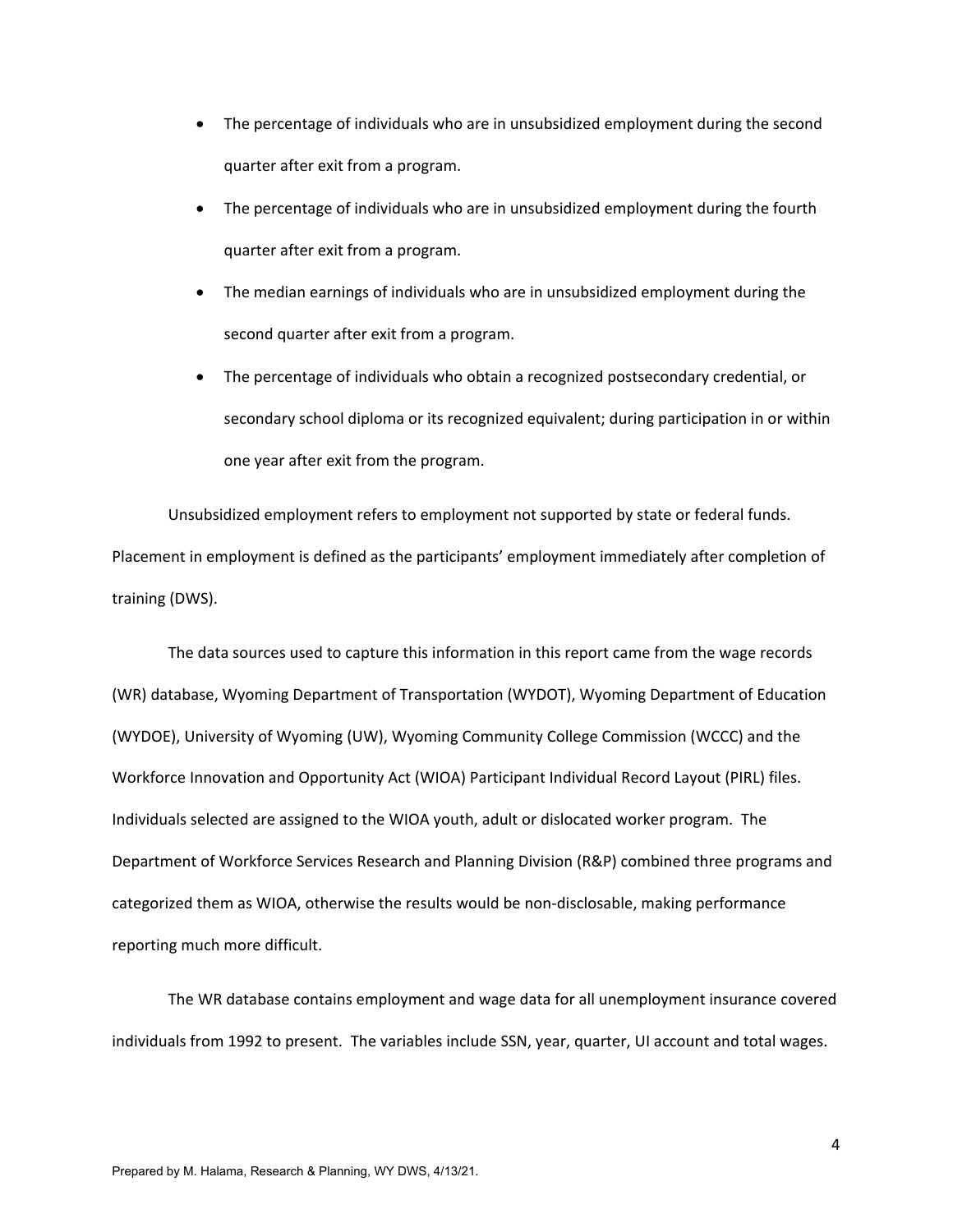- The percentage of individuals who are in unsubsidized employment during the second quarter after exit from a program.
- The percentage of individuals who are in unsubsidized employment during the fourth quarter after exit from a program.
- The median earnings of individuals who are in unsubsidized employment during the second quarter after exit from a program.
- The percentage of individuals who obtain a recognized postsecondary credential, or secondary school diploma or its recognized equivalent; during participation in or within one year after exit from the program.

Unsubsidized employment refers to employment not supported by state or federal funds. Placement in employment is defined as the participants' employment immediately after completion of training (DWS).

The data sources used to capture this information in this report came from the wage records (WR) database, Wyoming Department of Transportation (WYDOT), Wyoming Department of Education (WYDOE), University of Wyoming (UW), Wyoming Community College Commission (WCCC) and the Workforce Innovation and Opportunity Act (WIOA) Participant Individual Record Layout (PIRL) files. Individuals selected are assigned to the WIOA youth, adult or dislocated worker program. The Department of Workforce Services Research and Planning Division (R&P) combined three programs and categorized them as WIOA, otherwise the results would be non-disclosable, making performance reporting much more difficult.

The WR database contains employment and wage data for all unemployment insurance covered individuals from 1992 to present. The variables include SSN, year, quarter, UI account and total wages.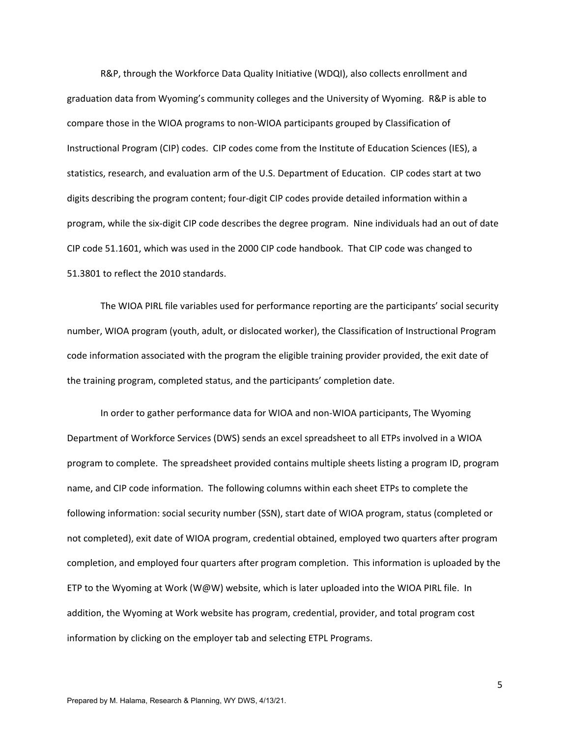R&P, through the Workforce Data Quality Initiative (WDQI), also collects enrollment and graduation data from Wyoming's community colleges and the University of Wyoming. R&P is able to compare those in the WIOA programs to non-WIOA participants grouped by Classification of Instructional Program (CIP) codes. CIP codes come from the Institute of Education Sciences (IES), a statistics, research, and evaluation arm of the U.S. Department of Education. CIP codes start at two digits describing the program content; four-digit CIP codes provide detailed information within a program, while the six-digit CIP code describes the degree program. Nine individuals had an out of date CIP code 51.1601, which was used in the 2000 CIP code handbook. That CIP code was changed to 51.3801 to reflect the 2010 standards.

The WIOA PIRL file variables used for performance reporting are the participants' social security number, WIOA program (youth, adult, or dislocated worker), the Classification of Instructional Program code information associated with the program the eligible training provider provided, the exit date of the training program, completed status, and the participants' completion date.

In order to gather performance data for WIOA and non-WIOA participants, The Wyoming Department of Workforce Services (DWS) sends an excel spreadsheet to all ETPs involved in a WIOA program to complete. The spreadsheet provided contains multiple sheets listing a program ID, program name, and CIP code information. The following columns within each sheet ETPs to complete the following information: social security number (SSN), start date of WIOA program, status (completed or not completed), exit date of WIOA program, credential obtained, employed two quarters after program completion, and employed four quarters after program completion. This information is uploaded by the ETP to the Wyoming at Work (W@W) website, which is later uploaded into the WIOA PIRL file. In addition, the Wyoming at Work website has program, credential, provider, and total program cost information by clicking on the employer tab and selecting ETPL Programs.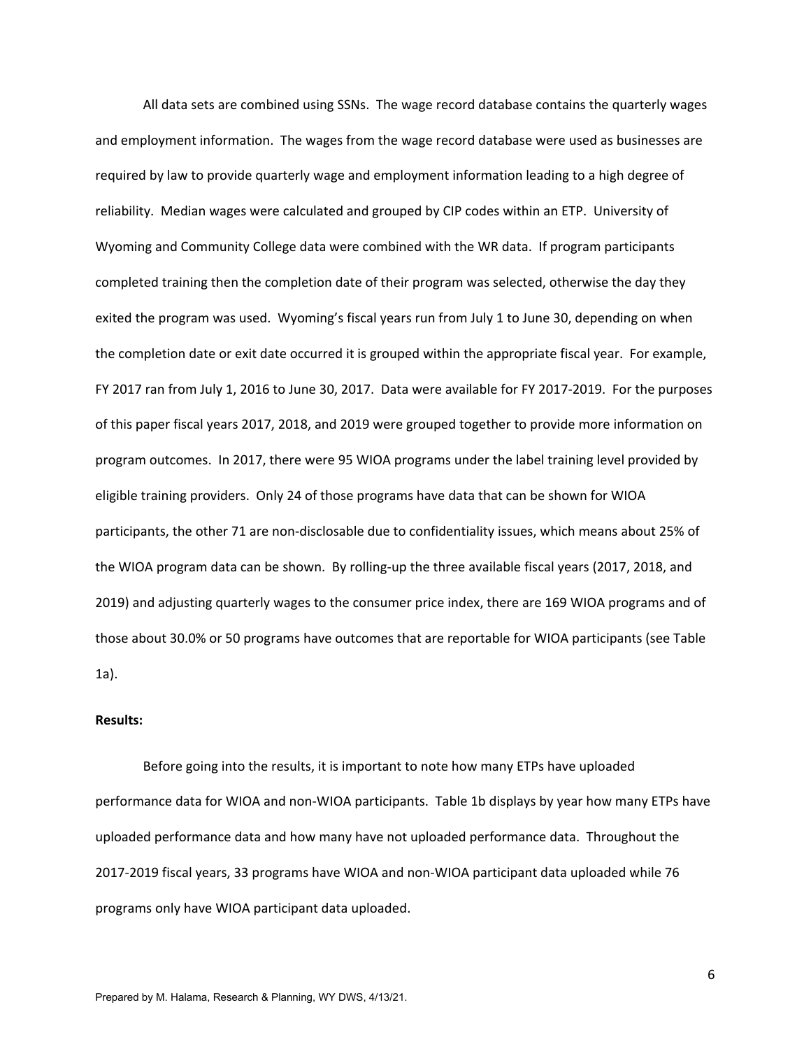All data sets are combined using SSNs. The wage record database contains the quarterly wages and employment information. The wages from the wage record database were used as businesses are required by law to provide quarterly wage and employment information leading to a high degree of reliability. Median wages were calculated and grouped by CIP codes within an ETP. University of Wyoming and Community College data were combined with the WR data. If program participants completed training then the completion date of their program was selected, otherwise the day they exited the program was used. Wyoming's fiscal years run from July 1 to June 30, depending on when the completion date or exit date occurred it is grouped within the appropriate fiscal year. For example, FY 2017 ran from July 1, 2016 to June 30, 2017. Data were available for FY 2017-2019. For the purposes of this paper fiscal years 2017, 2018, and 2019 were grouped together to provide more information on program outcomes. In 2017, there were 95 WIOA programs under the label training level provided by eligible training providers. Only 24 of those programs have data that can be shown for WIOA participants, the other 71 are non-disclosable due to confidentiality issues, which means about 25% of the WIOA program data can be shown. By rolling-up the three available fiscal years (2017, 2018, and 2019) and adjusting quarterly wages to the consumer price index, there are 169 WIOA programs and of those about 30.0% or 50 programs have outcomes that are reportable for WIOA participants (see Table 1a).

**Results:**

Before going into the results, it is important to note how many ETPs have uploaded performance data for WIOA and non-WIOA participants. Table 1b displays by year how many ETPs have uploaded performance data and how many have not uploaded performance data. Throughout the 2017-2019 fiscal years, 33 programs have WIOA and non-WIOA participant data uploaded while 76 programs only have WIOA participant data uploaded.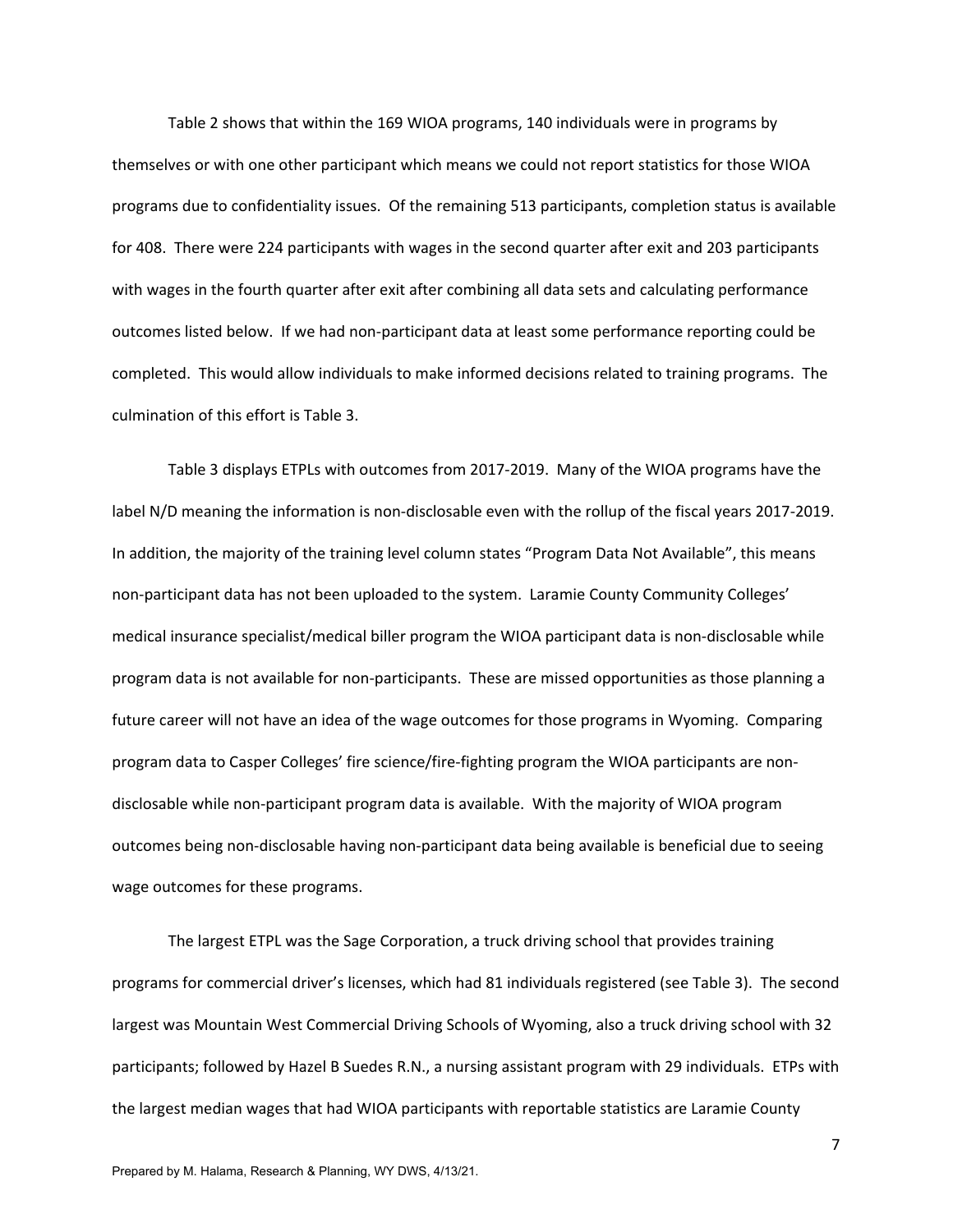Table 2 shows that within the 169 WIOA programs, 140 individuals were in programs by themselves or with one other participant which means we could not report statistics for those WIOA programs due to confidentiality issues. Of the remaining 513 participants, completion status is available for 408. There were 224 participants with wages in the second quarter after exit and 203 participants with wages in the fourth quarter after exit after combining all data sets and calculating performance outcomes listed below. If we had non-participant data at least some performance reporting could be completed. This would allow individuals to make informed decisions related to training programs. The culmination of this effort is Table 3.

Table 3 displays ETPLs with outcomes from 2017-2019. Many of the WIOA programs have the label N/D meaning the information is non-disclosable even with the rollup of the fiscal years 2017-2019. In addition, the majority of the training level column states "Program Data Not Available", this means non-participant data has not been uploaded to the system. Laramie County Community Colleges' medical insurance specialist/medical biller program the WIOA participant data is non-disclosable while program data is not available for non-participants. These are missed opportunities as those planning a future career will not have an idea of the wage outcomes for those programs in Wyoming. Comparing program data to Casper Colleges' fire science/fire-fighting program the WIOA participants are non-disclosable while non-participant program data is available. With the majority of WIOA program outcomes being non-disclosable having non-participant data being available is beneficial due to seeing wage outcomes for these programs.

The largest ETPL was the Sage Corporation, a truck driving school that provides training programs for commercial driver's licenses, which had 81 individuals registered (see Table 3). The second largest was Mountain West Commercial Driving Schools of Wyoming, also a truck driving school with 32 participants; followed by Hazel B Suedes R.N., a nursing assistant program with 29 individuals. ETPs with the largest median wages that had WIOA participants with reportable statistics are Laramie County

Prepared by M. Halama, Research & Planning, WY DWS, 4/13/21.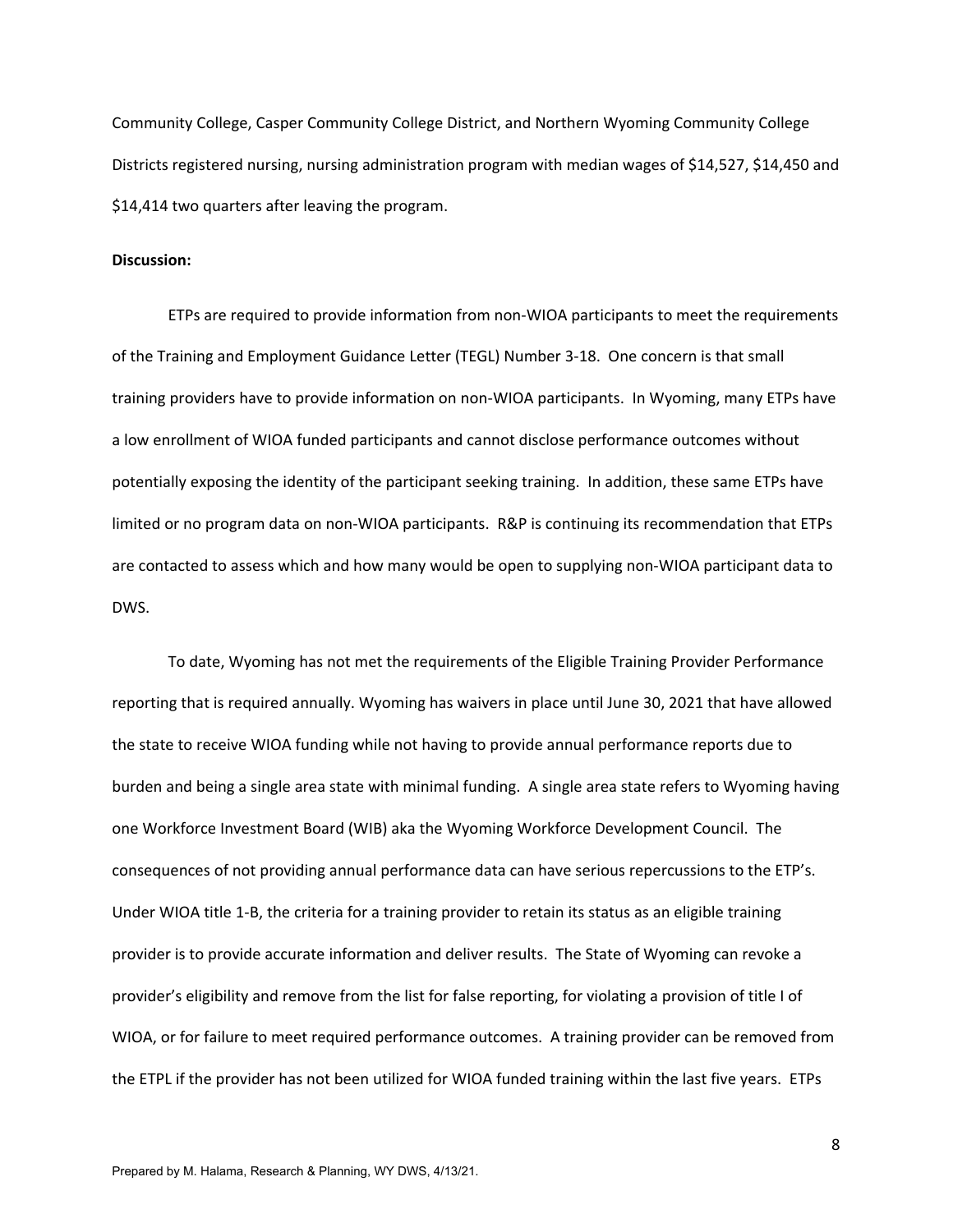Community College, Casper Community College District, and Northern Wyoming Community College Districts registered nursing, nursing administration program with median wages of $14,527, $14,450 and $14,414 two quarters after leaving the program.

**Discussion:**

ETPs are required to provide information from non-WIOA participants to meet the requirements of the Training and Employment Guidance Letter (TEGL) Number 3-18. One concern is that small training providers have to provide information on non-WIOA participants. In Wyoming, many ETPs have a low enrollment of WIOA funded participants and cannot disclose performance outcomes without potentially exposing the identity of the participant seeking training. In addition, these same ETPs have limited or no program data on non-WIOA participants. R&P is continuing its recommendation that ETPs are contacted to assess which and how many would be open to supplying non-WIOA participant data to DWS.

To date, Wyoming has not met the requirements of the Eligible Training Provider Performance reporting that is required annually. Wyoming has waivers in place until June 30, 2021 that have allowed the state to receive WIOA funding while not having to provide annual performance reports due to burden and being a single area state with minimal funding. A single area state refers to Wyoming having one Workforce Investment Board (WIB) aka the Wyoming Workforce Development Council. The consequences of not providing annual performance data can have serious repercussions to the ETP's. Under WIOA title 1-B, the criteria for a training provider to retain its status as an eligible training provider is to provide accurate information and deliver results. The State of Wyoming can revoke a provider's eligibility and remove from the list for false reporting, for violating a provision of title I of WIOA, or for failure to meet required performance outcomes. A training provider can be removed from the ETPL if the provider has not been utilized for WIOA funded training within the last five years. ETPs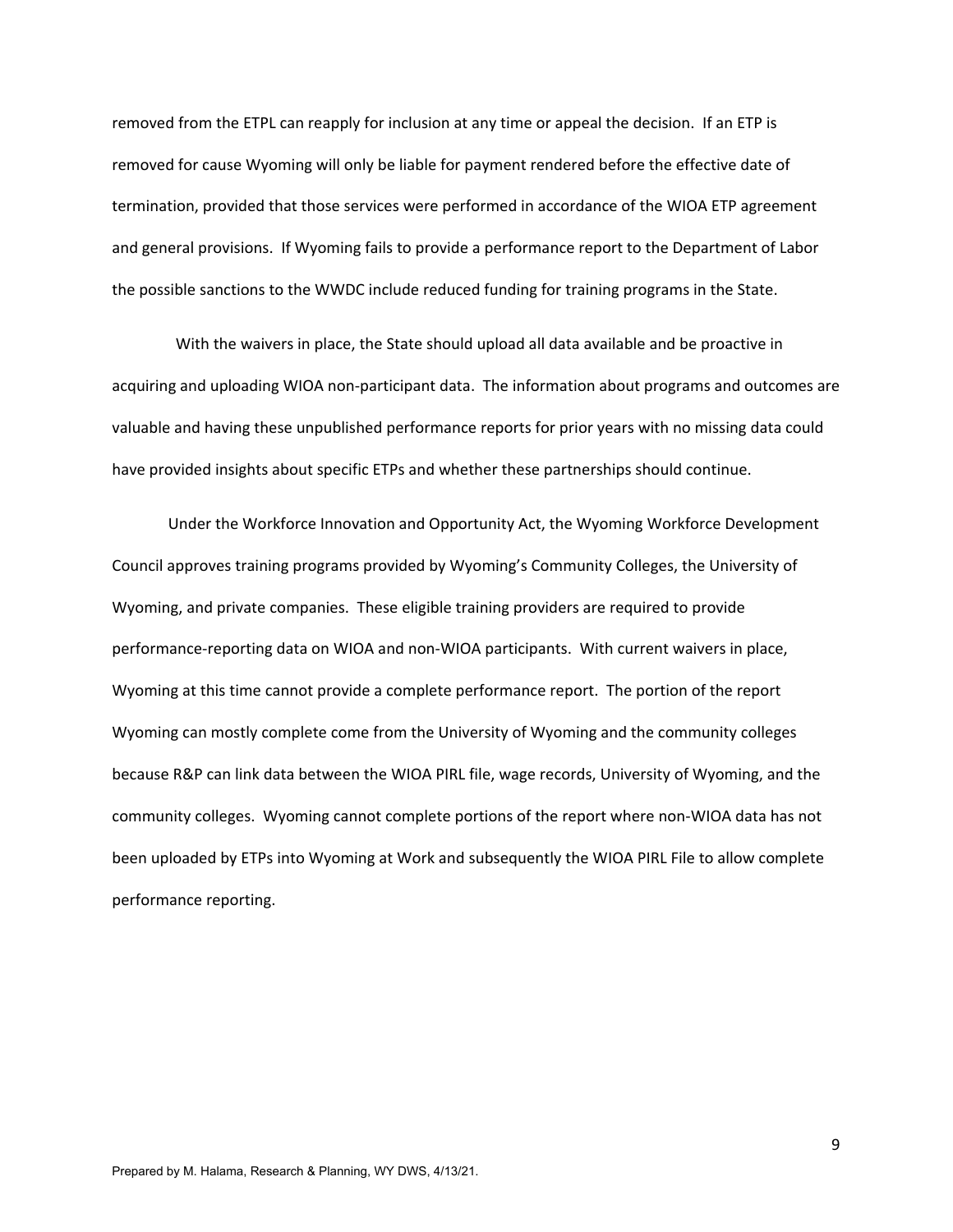removed from the ETPL can reapply for inclusion at any time or appeal the decision. If an ETP is removed for cause Wyoming will only be liable for payment rendered before the effective date of termination, provided that those services were performed in accordance of the WIOA ETP agreement and general provisions. If Wyoming fails to provide a performance report to the Department of Labor the possible sanctions to the WWDC include reduced funding for training programs in the State.

With the waivers in place, the State should upload all data available and be proactive in acquiring and uploading WIOA non-participant data. The information about programs and outcomes are valuable and having these unpublished performance reports for prior years with no missing data could have provided insights about specific ETPs and whether these partnerships should continue.

Under the Workforce Innovation and Opportunity Act, the Wyoming Workforce Development Council approves training programs provided by Wyoming's Community Colleges, the University of Wyoming, and private companies. These eligible training providers are required to provide performance-reporting data on WIOA and non-WIOA participants. With current waivers in place, Wyoming at this time cannot provide a complete performance report. The portion of the report Wyoming can mostly complete come from the University of Wyoming and the community colleges because R&P can link data between the WIOA PIRL file, wage records, University of Wyoming, and the community colleges. Wyoming cannot complete portions of the report where non-WIOA data has not been uploaded by ETPs into Wyoming at Work and subsequently the WIOA PIRL File to allow complete performance reporting.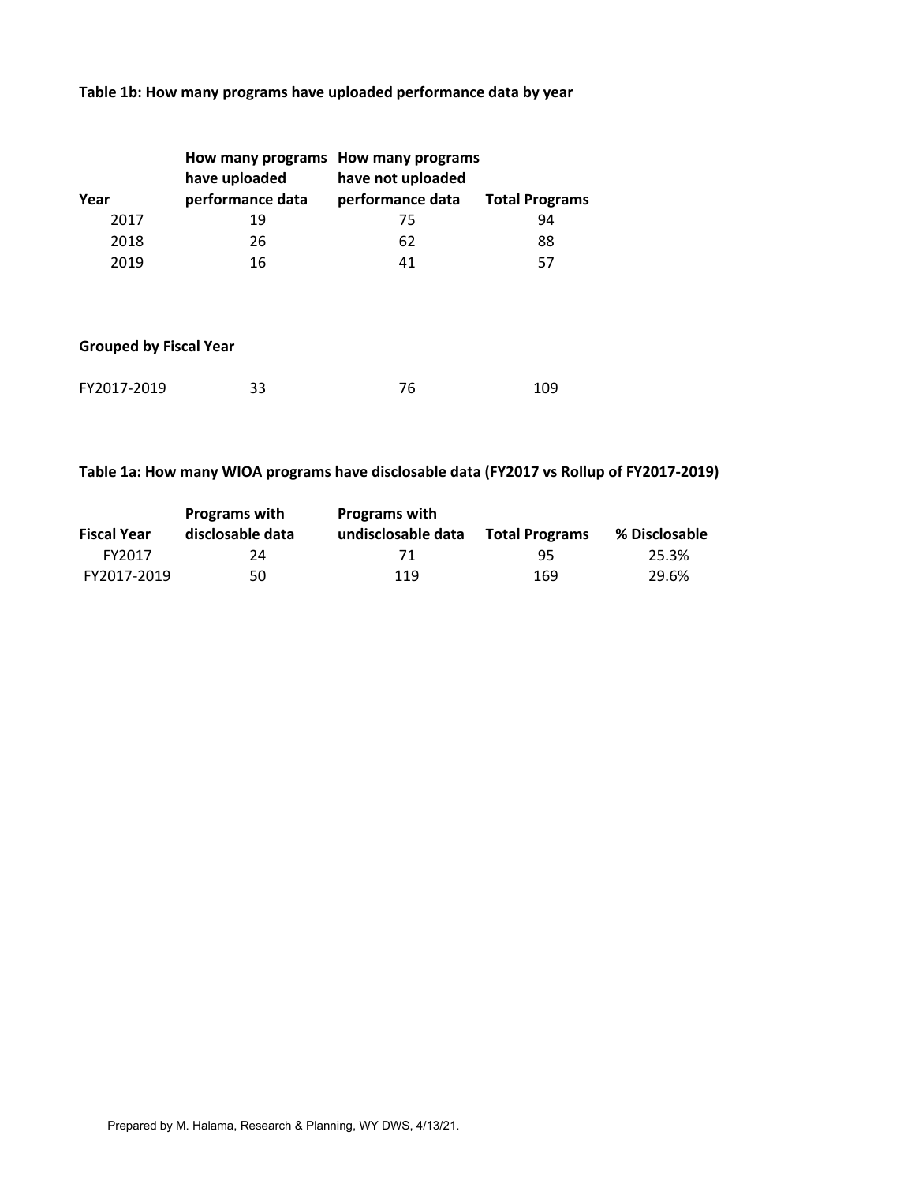**Table 1b: How many programs have uploaded performance data by year**

| Year | How many programs have uploaded performance data | How many programs have not uploaded performance data | Total Programs |
|---|---|---|---|
| 2017 | 19 | 75 | 94 |
| 2018 | 26 | 62 | 88 |
| 2019 | 16 | 41 | 57 |
| **Grouped by Fiscal Year** | | | |
| FY2017-2019 | 33 | 76 | 109 |

**Table 1a: How many WIOA programs have disclosable data (FY2017 vs Rollup of FY2017-2019)**

| Fiscal Year | Programs with disclosable data | Programs with undisclosable data | Total Programs | % Disclosable |
|---|---|---|---|---|
| FY2017 | 24 | 71 | 95 | 25.3% |
| FY2017-2019 | 50 | 119 | 169 | 29.6% |

Prepared by M. Halama, Research & Planning, WY DWS, 4/13/21.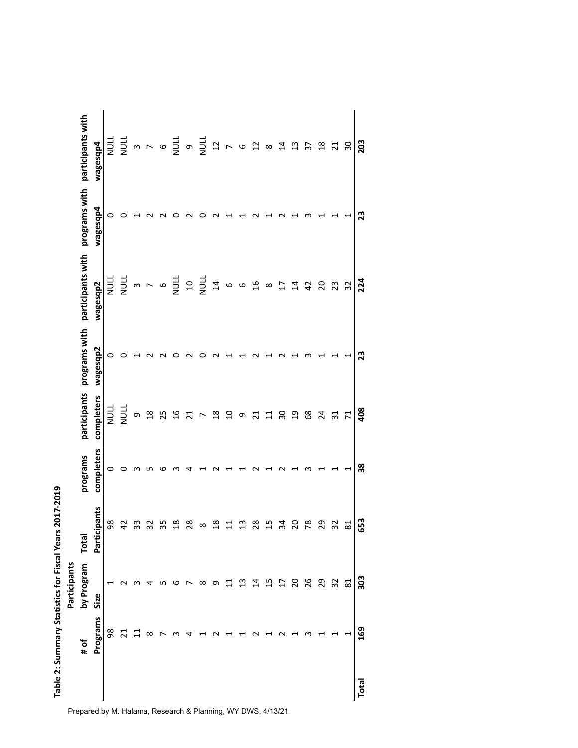## Table 2: Summary Statistics for Fiscal Years 2017-2019

| | # of Programs | Participants by Program Size | Total Participants | programs completers | participants completers | programs with wagesqp2 | participants with wagesqp2 | programs with wagesqp4 | participants with wagesqp4 |
|---|---|---|---|---|---|---|---|---|---|
| | 98 | 1 | 98 | 0 | NULL | 0 | NULL | 0 | NULL |
| | 21 | 2 | 42 | 0 | NULL | 0 | NULL | 0 | NULL |
| | 11 | 3 | 33 | 3 | 9 | 1 | 3 | 1 | 3 |
| | 8 | 4 | 32 | 5 | 18 | 2 | 7 | 2 | 7 |
| | 7 | 5 | 35 | 6 | 25 | 2 | 6 | 2 | 6 |
| | 3 | 6 | 18 | 3 | 16 | 0 | NULL | 0 | NULL |
| | 4 | 7 | 28 | 4 | 21 | 2 | 10 | 2 | 9 |
| | 1 | 8 | 8 | 1 | 7 | 0 | NULL | 0 | NULL |
| | 2 | 9 | 18 | 2 | 18 | 2 | 14 | 2 | 12 |
| | 1 | 11 | 11 | 1 | 10 | 1 | 6 | 1 | 7 |
| | 1 | 13 | 13 | 1 | 9 | 1 | 6 | 1 | 6 |
| | 2 | 14 | 28 | 2 | 21 | 2 | 16 | 2 | 12 |
| | 1 | 15 | 15 | 1 | 11 | 1 | 8 | 1 | 8 |
| | 2 | 17 | 34 | 2 | 30 | 2 | 17 | 2 | 14 |
| | 1 | 20 | 20 | 1 | 19 | 1 | 14 | 1 | 13 |
| | 3 | 26 | 78 | 3 | 68 | 3 | 42 | 3 | 37 |
| | 1 | 29 | 29 | 1 | 24 | 1 | 20 | 1 | 18 |
| | 1 | 32 | 32 | 1 | 31 | 1 | 23 | 1 | 21 |
| | 1 | 81 | 81 | 1 | 71 | 1 | 32 | 1 | 30 |
| **Total** | **169** | **303** | **653** | **38** | **408** | **23** | **224** | **23** | **203** |

Prepared by M. Halama, Research & Planning, WY DWS, 4/13/21.